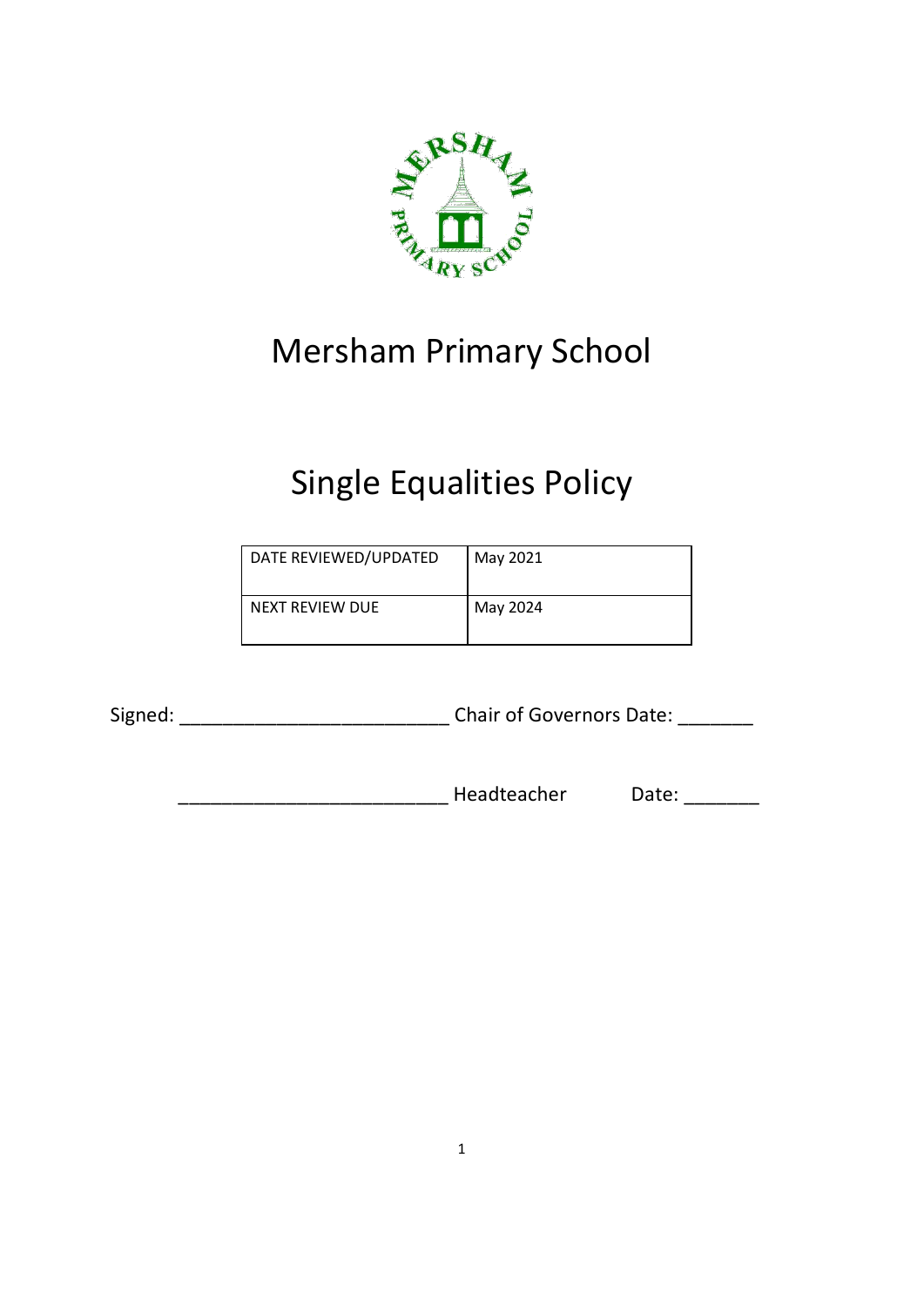# Mersham Primary School

# Single Equalities Policy

| DATE REVIEWED/UPDATED | May 2021 |
|---|---|
| NEXT REVIEW DUE | May 2024 |

Signed: _________________________ Chair of Governors Date: _______

_________________________ Headteacher Date: _______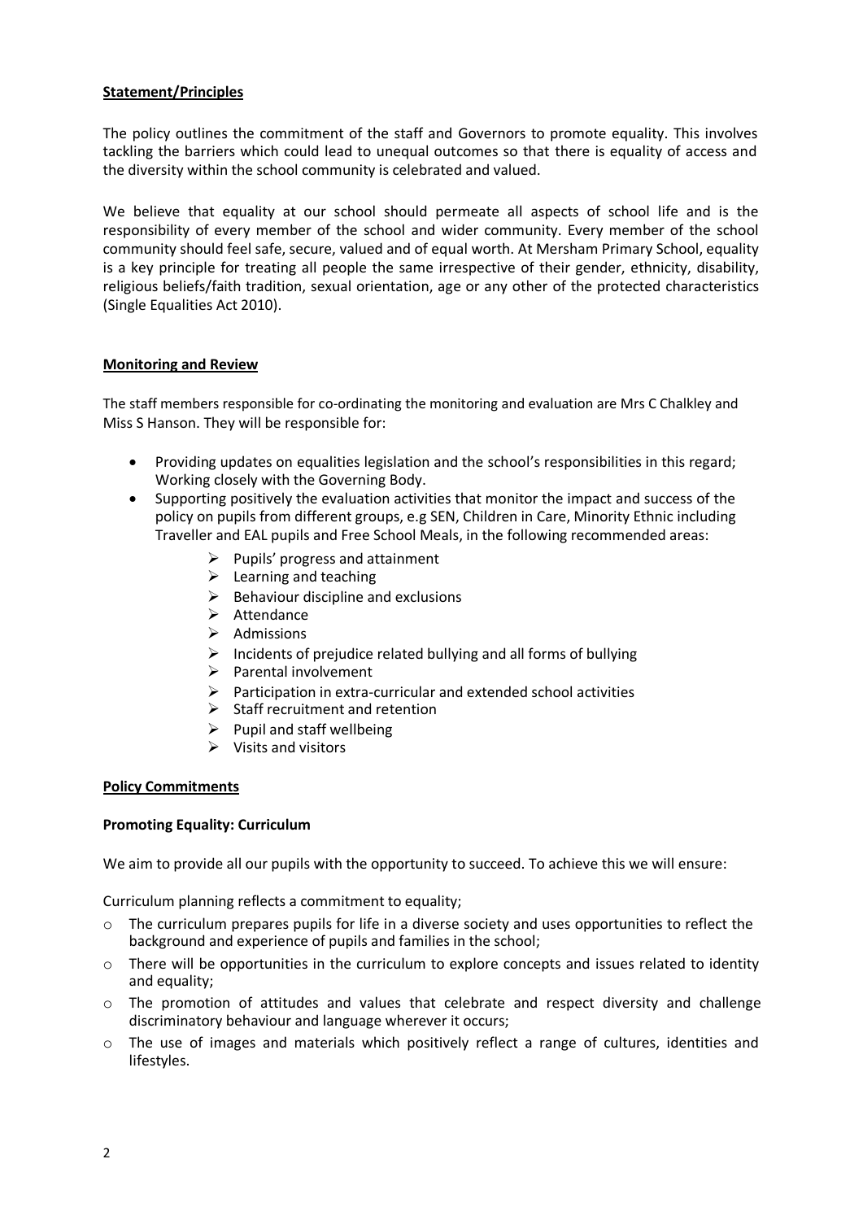## Statement/Principles

The policy outlines the commitment of the staff and Governors to promote equality. This involves tackling the barriers which could lead to unequal outcomes so that there is equality of access and the diversity within the school community is celebrated and valued.

We believe that equality at our school should permeate all aspects of school life and is the responsibility of every member of the school and wider community. Every member of the school community should feel safe, secure, valued and of equal worth. At Mersham Primary School, equality is a key principle for treating all people the same irrespective of their gender, ethnicity, disability, religious beliefs/faith tradition, sexual orientation, age or any other of the protected characteristics (Single Equalities Act 2010).

## Monitoring and Review

The staff members responsible for co-ordinating the monitoring and evaluation are Mrs C Chalkley and Miss S Hanson. They will be responsible for:

- Providing updates on equalities legislation and the school's responsibilities in this regard; Working closely with the Governing Body.
- Supporting positively the evaluation activities that monitor the impact and success of the policy on pupils from different groups, e.g SEN, Children in Care, Minority Ethnic including Traveller and EAL pupils and Free School Meals, in the following recommended areas:
    - Pupils' progress and attainment
    - Learning and teaching
    - Behaviour discipline and exclusions
    - Attendance
    - Admissions
    - Incidents of prejudice related bullying and all forms of bullying
    - Parental involvement
    - Participation in extra-curricular and extended school activities
    - Staff recruitment and retention
    - Pupil and staff wellbeing
    - Visits and visitors

## Policy Commitments

### Promoting Equality: Curriculum

We aim to provide all our pupils with the opportunity to succeed. To achieve this we will ensure:

Curriculum planning reflects a commitment to equality;

- The curriculum prepares pupils for life in a diverse society and uses opportunities to reflect the background and experience of pupils and families in the school;
- There will be opportunities in the curriculum to explore concepts and issues related to identity and equality;
- The promotion of attitudes and values that celebrate and respect diversity and challenge discriminatory behaviour and language wherever it occurs;
- The use of images and materials which positively reflect a range of cultures, identities and lifestyles.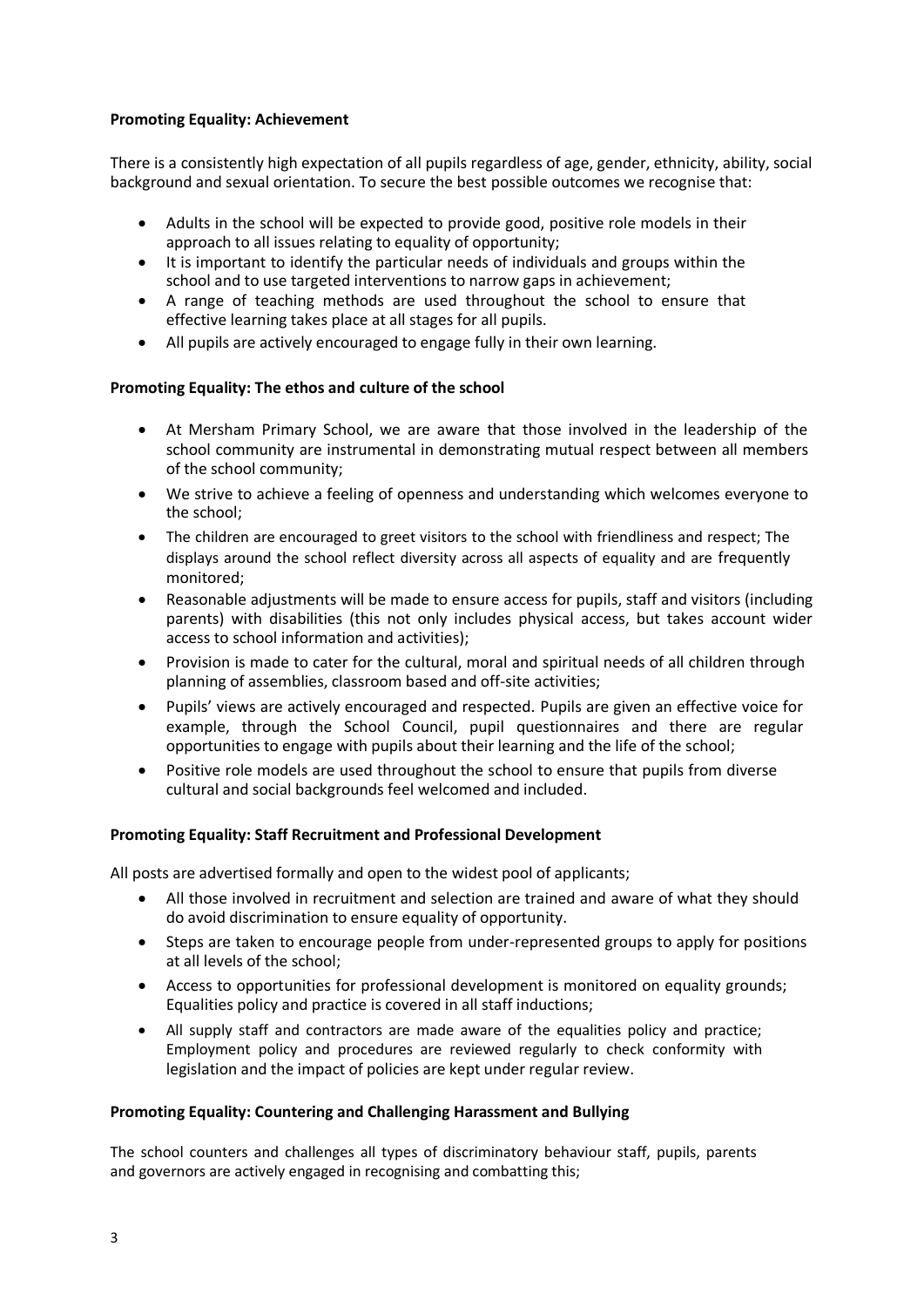**Promoting Equality: Achievement**

There is a consistently high expectation of all pupils regardless of age, gender, ethnicity, ability, social background and sexual orientation. To secure the best possible outcomes we recognise that:

- Adults in the school will be expected to provide good, positive role models in their approach to all issues relating to equality of opportunity;
- It is important to identify the particular needs of individuals and groups within the school and to use targeted interventions to narrow gaps in achievement;
- A range of teaching methods are used throughout the school to ensure that effective learning takes place at all stages for all pupils.
- All pupils are actively encouraged to engage fully in their own learning.

**Promoting Equality: The ethos and culture of the school**

- At Mersham Primary School, we are aware that those involved in the leadership of the school community are instrumental in demonstrating mutual respect between all members of the school community;
- We strive to achieve a feeling of openness and understanding which welcomes everyone to the school;
- The children are encouraged to greet visitors to the school with friendliness and respect; The displays around the school reflect diversity across all aspects of equality and are frequently monitored;
- Reasonable adjustments will be made to ensure access for pupils, staff and visitors (including parents) with disabilities (this not only includes physical access, but takes account wider access to school information and activities);
- Provision is made to cater for the cultural, moral and spiritual needs of all children through planning of assemblies, classroom based and off-site activities;
- Pupils' views are actively encouraged and respected. Pupils are given an effective voice for example, through the School Council, pupil questionnaires and there are regular opportunities to engage with pupils about their learning and the life of the school;
- Positive role models are used throughout the school to ensure that pupils from diverse cultural and social backgrounds feel welcomed and included.

**Promoting Equality: Staff Recruitment and Professional Development**

All posts are advertised formally and open to the widest pool of applicants;

- All those involved in recruitment and selection are trained and aware of what they should do avoid discrimination to ensure equality of opportunity.
- Steps are taken to encourage people from under-represented groups to apply for positions at all levels of the school;
- Access to opportunities for professional development is monitored on equality grounds; Equalities policy and practice is covered in all staff inductions;
- All supply staff and contractors are made aware of the equalities policy and practice; Employment policy and procedures are reviewed regularly to check conformity with legislation and the impact of policies are kept under regular review.

**Promoting Equality: Countering and Challenging Harassment and Bullying**

The school counters and challenges all types of discriminatory behaviour staff, pupils, parents and governors are actively engaged in recognising and combatting this;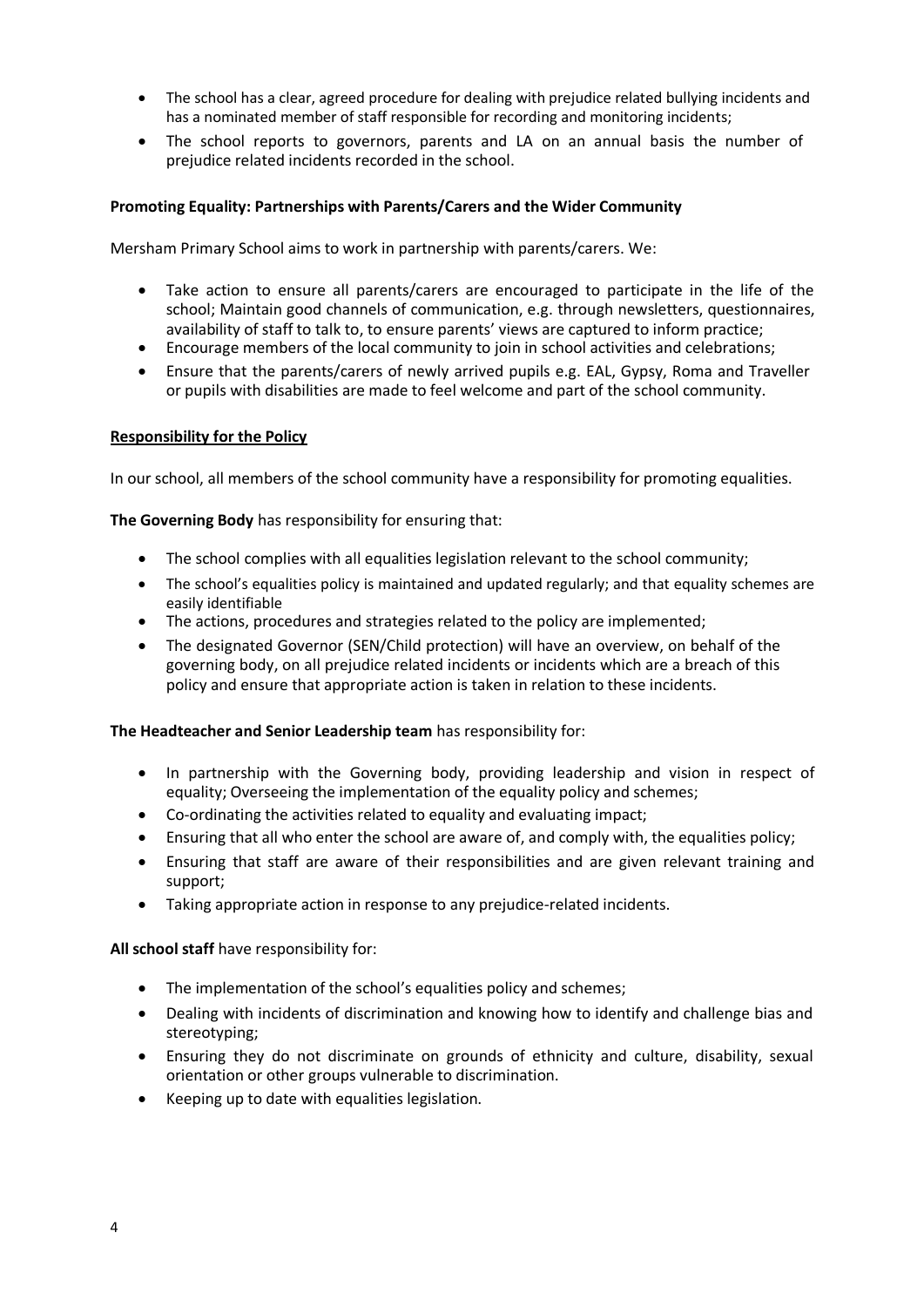- The school has a clear, agreed procedure for dealing with prejudice related bullying incidents and has a nominated member of staff responsible for recording and monitoring incidents;
- The school reports to governors, parents and LA on an annual basis the number of prejudice related incidents recorded in the school.

**Promoting Equality: Partnerships with Parents/Carers and the Wider Community**

Mersham Primary School aims to work in partnership with parents/carers. We:

- Take action to ensure all parents/carers are encouraged to participate in the life of the school; Maintain good channels of communication, e.g. through newsletters, questionnaires, availability of staff to talk to, to ensure parents' views are captured to inform practice;
- Encourage members of the local community to join in school activities and celebrations;
- Ensure that the parents/carers of newly arrived pupils e.g. EAL, Gypsy, Roma and Traveller or pupils with disabilities are made to feel welcome and part of the school community.

**Responsibility for the Policy**

In our school, all members of the school community have a responsibility for promoting equalities.

**The Governing Body** has responsibility for ensuring that:

- The school complies with all equalities legislation relevant to the school community;
- The school's equalities policy is maintained and updated regularly; and that equality schemes are easily identifiable
- The actions, procedures and strategies related to the policy are implemented;
- The designated Governor (SEN/Child protection) will have an overview, on behalf of the governing body, on all prejudice related incidents or incidents which are a breach of this policy and ensure that appropriate action is taken in relation to these incidents.

**The Headteacher and Senior Leadership team** has responsibility for:

- In partnership with the Governing body, providing leadership and vision in respect of equality; Overseeing the implementation of the equality policy and schemes;
- Co-ordinating the activities related to equality and evaluating impact;
- Ensuring that all who enter the school are aware of, and comply with, the equalities policy;
- Ensuring that staff are aware of their responsibilities and are given relevant training and support;
- Taking appropriate action in response to any prejudice-related incidents.

**All school staff** have responsibility for:

- The implementation of the school's equalities policy and schemes;
- Dealing with incidents of discrimination and knowing how to identify and challenge bias and stereotyping;
- Ensuring they do not discriminate on grounds of ethnicity and culture, disability, sexual orientation or other groups vulnerable to discrimination.
- Keeping up to date with equalities legislation.